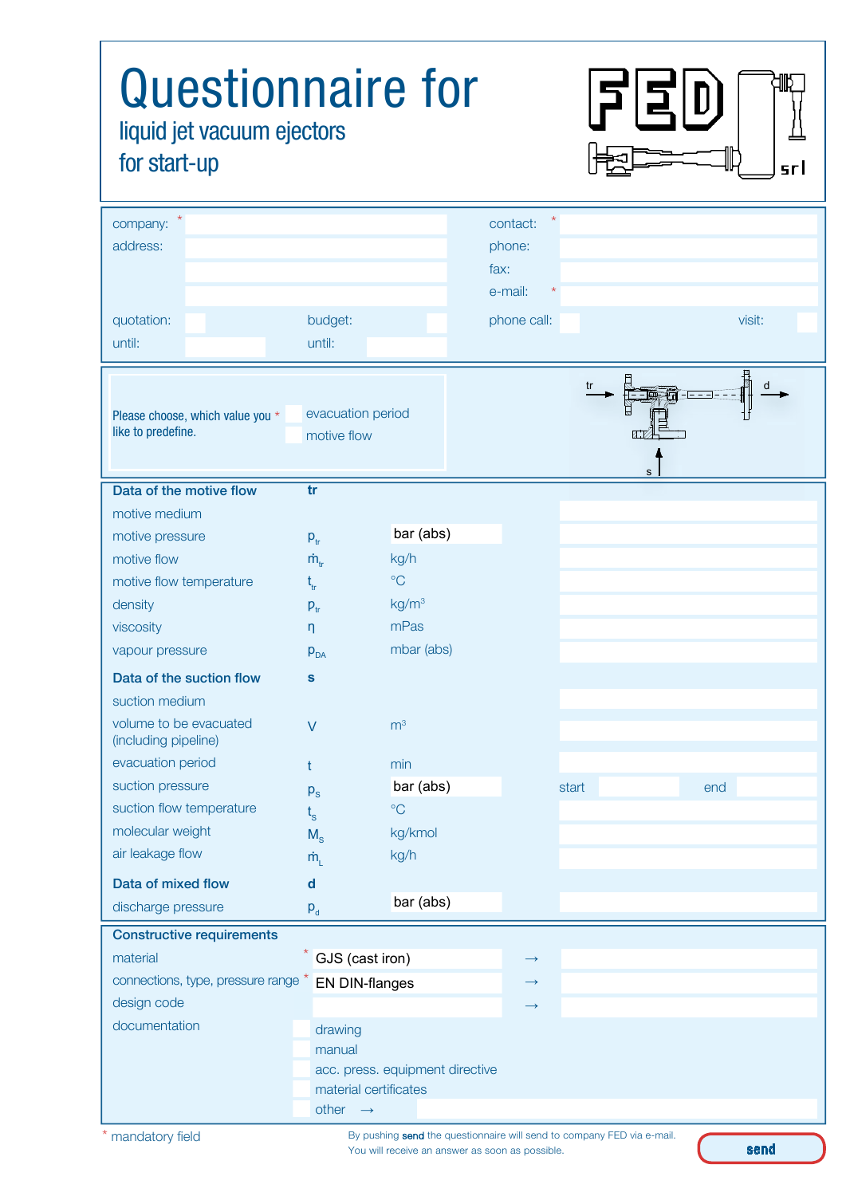# Questionnaire for

liquid jet vacuum ejectors
for start-up

FED srl

| | | | |
|---|---|---|---|
| company: * | | contact: * | |
| address: | | phone: | |
| | | fax: | |
| | | e-mail: * | |
| quotation: | budget: | phone call: | visit: |
| until: | until: | | |

Please choose, which value you * like to predefine.

- evacuation period
- motive flow

tr → d, s ↑

| | | | |
|---|---|---|---|
| **Data of the motive flow** | **tr** | | |
| motive medium | | | |
| motive pressure | $p_{tr}$ | bar (abs) | |
| motive flow | $\dot{m}_{tr}$ | kg/h | |
| motive flow temperature | $t_{tr}$ | °C | |
| density | $\rho_{tr}$ | kg/m³ | |
| viscosity | $\eta$ | mPas | |
| vapour pressure | $p_{DA}$ | mbar (abs) | |
| **Data of the suction flow** | **s** | | |
| suction medium | | | |
| volume to be evacuated (including pipeline) | $V$ | m³ | |
| evacuation period | $t$ | min | |
| suction pressure | $p_s$ | bar (abs) | start / end |
| suction flow temperature | $t_s$ | °C | |
| molecular weight | $M_s$ | kg/kmol | |
| air leakage flow | $\dot{m}_L$ | kg/h | |
| **Data of mixed flow** | **d** | | |
| discharge pressure | $p_d$ | bar (abs) | |

**Constructive requirements**

| | | |
|---|---|---|
| material * | GJS (cast iron) | → |
| connections, type, pressure range * | EN DIN-flanges | → |
| design code | | → |

documentation

- drawing
- manual
- acc. press. equipment directive
- material certificates
- other →

\* mandatory field

By pushing **send** the questionnaire will send to company FED via e-mail.
You will receive an answer as soon as possible.

**send**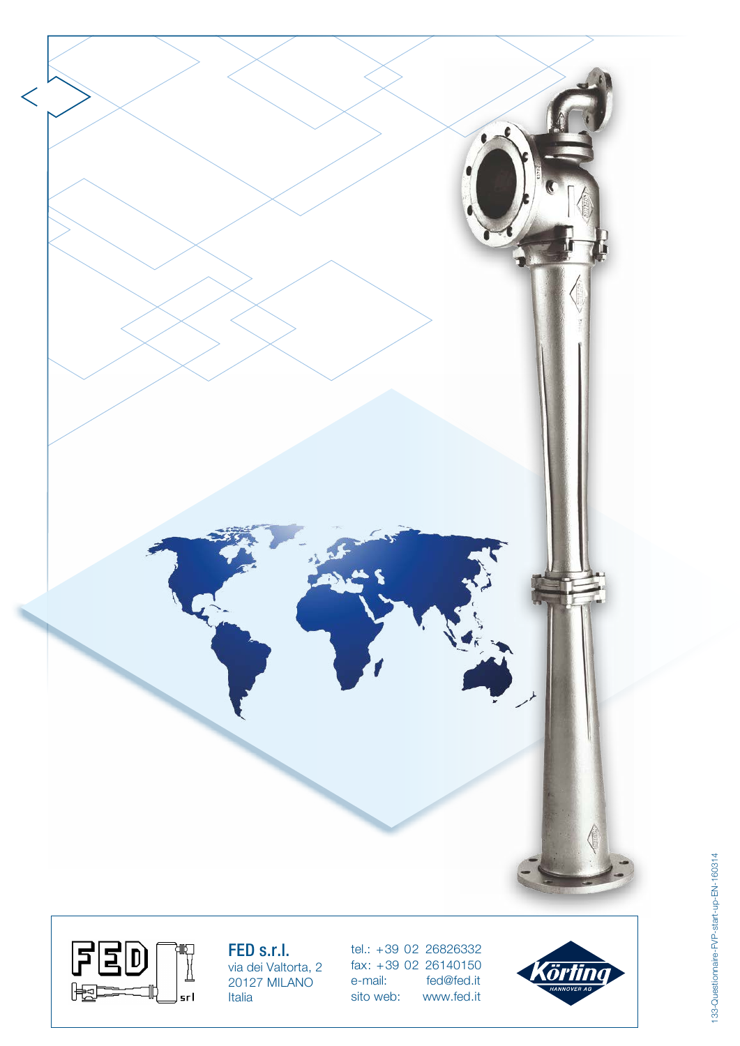**FED s.r.l.**
via dei Valtorta, 2
20127 MILANO
Italia

tel.: +39 02 26826332
fax: +39 02 26140150
e-mail: fed@fed.it
sito web: www.fed.it

133-Questionnaire-FVP-start-up-EN-160314